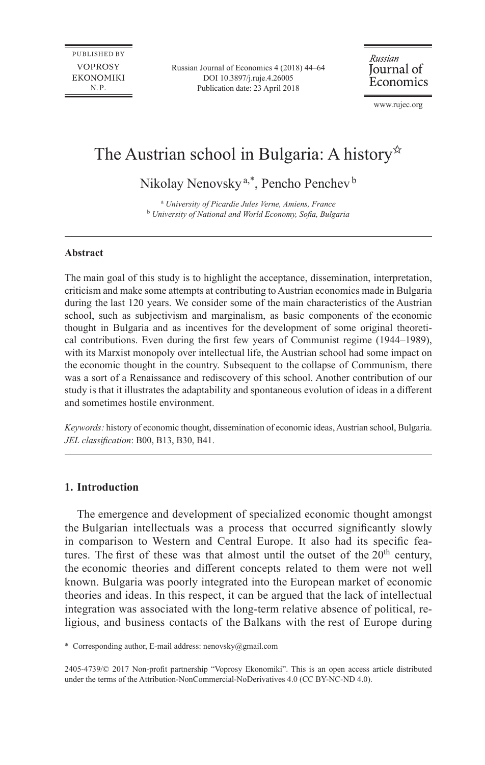# The Austrian school in Bulgaria: A history☆

Nikolay Nenovsky [a,*], Pencho Penchev [b]

[a] *University of Picardie Jules Verne, Amiens, France*
[b] *University of National and World Economy, Sofia, Bulgaria*

---

### Abstract

The main goal of this study is to highlight the acceptance, dissemination, interpretation, criticism and make some attempts at contributing to Austrian economics made in Bulgaria during the last 120 years. We consider some of the main characteristics of the Austrian school, such as subjectivism and marginalism, as basic components of the economic thought in Bulgaria and as incentives for the development of some original theoretical contributions. Even during the first few years of Communist regime (1944–1989), with its Marxist monopoly over intellectual life, the Austrian school had some impact on the economic thought in the country. Subsequent to the collapse of Communism, there was a sort of a Renaissance and rediscovery of this school. Another contribution of our study is that it illustrates the adaptability and spontaneous evolution of ideas in a different and sometimes hostile environment.

*Keywords:* history of economic thought, dissemination of economic ideas, Austrian school, Bulgaria.
*JEL classification*: B00, B13, B30, B41.

---

## 1. Introduction

The emergence and development of specialized economic thought amongst the Bulgarian intellectuals was a process that occurred significantly slowly in comparison to Western and Central Europe. It also had its specific features. The first of these was that almost until the outset of the 20th century, the economic theories and different concepts related to them were not well known. Bulgaria was poorly integrated into the European market of economic theories and ideas. In this respect, it can be argued that the lack of intellectual integration was associated with the long-term relative absence of political, religious, and business contacts of the Balkans with the rest of Europe during

\* Corresponding author, E-mail address: nenovsky@gmail.com

2405-4739/© 2017 Non-profit partnership "Voprosy Ekonomiki". This is an open access article distributed under the terms of the Attribution-NonCommercial-NoDerivatives 4.0 (CC BY-NC-ND 4.0).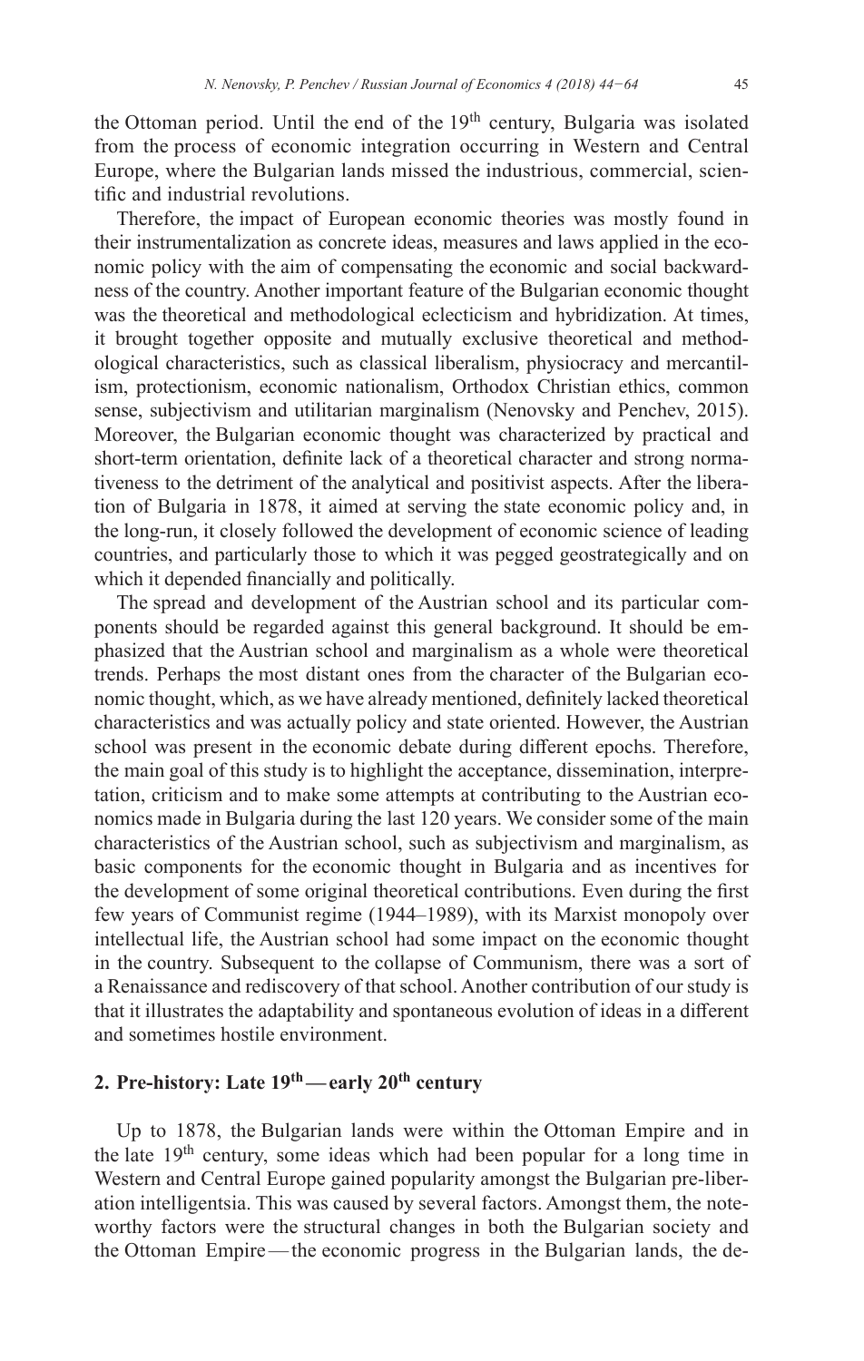the Ottoman period. Until the end of the 19th century, Bulgaria was isolated from the process of economic integration occurring in Western and Central Europe, where the Bulgarian lands missed the industrious, commercial, scientific and industrial revolutions.

Therefore, the impact of European economic theories was mostly found in their instrumentalization as concrete ideas, measures and laws applied in the economic policy with the aim of compensating the economic and social backwardness of the country. Another important feature of the Bulgarian economic thought was the theoretical and methodological eclecticism and hybridization. At times, it brought together opposite and mutually exclusive theoretical and methodological characteristics, such as classical liberalism, physiocracy and mercantilism, protectionism, economic nationalism, Orthodox Christian ethics, common sense, subjectivism and utilitarian marginalism (Nenovsky and Penchev, 2015). Moreover, the Bulgarian economic thought was characterized by practical and short-term orientation, definite lack of a theoretical character and strong normativeness to the detriment of the analytical and positivist aspects. After the liberation of Bulgaria in 1878, it aimed at serving the state economic policy and, in the long-run, it closely followed the development of economic science of leading countries, and particularly those to which it was pegged geostrategically and on which it depended financially and politically.

The spread and development of the Austrian school and its particular components should be regarded against this general background. It should be emphasized that the Austrian school and marginalism as a whole were theoretical trends. Perhaps the most distant ones from the character of the Bulgarian economic thought, which, as we have already mentioned, definitely lacked theoretical characteristics and was actually policy and state oriented. However, the Austrian school was present in the economic debate during different epochs. Therefore, the main goal of this study is to highlight the acceptance, dissemination, interpretation, criticism and to make some attempts at contributing to the Austrian economics made in Bulgaria during the last 120 years. We consider some of the main characteristics of the Austrian school, such as subjectivism and marginalism, as basic components for the economic thought in Bulgaria and as incentives for the development of some original theoretical contributions. Even during the first few years of Communist regime (1944–1989), with its Marxist monopoly over intellectual life, the Austrian school had some impact on the economic thought in the country. Subsequent to the collapse of Communism, there was a sort of a Renaissance and rediscovery of that school. Another contribution of our study is that it illustrates the adaptability and spontaneous evolution of ideas in a different and sometimes hostile environment.

## 2. Pre-history: Late 19th — early 20th century

Up to 1878, the Bulgarian lands were within the Ottoman Empire and in the late 19th century, some ideas which had been popular for a long time in Western and Central Europe gained popularity amongst the Bulgarian pre-liberation intelligentsia. This was caused by several factors. Amongst them, the noteworthy factors were the structural changes in both the Bulgarian society and the Ottoman Empire — the economic progress in the Bulgarian lands, the de-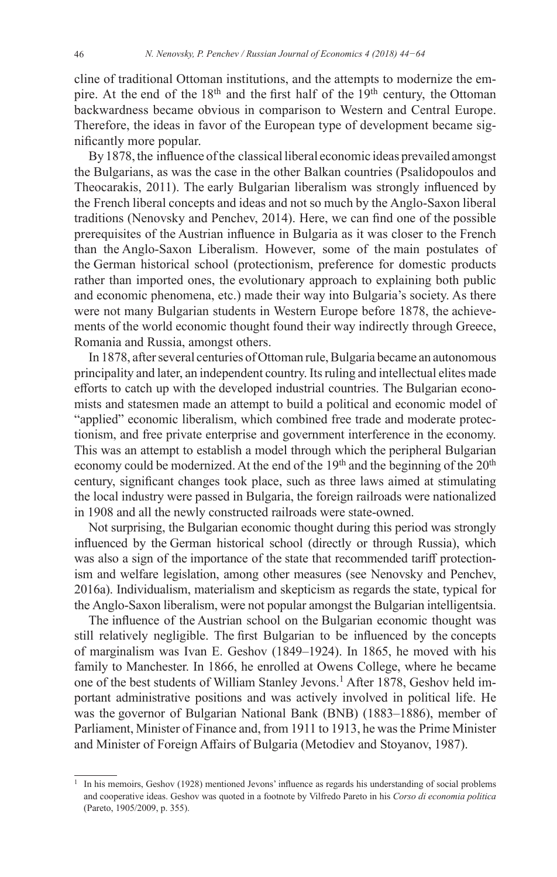cline of traditional Ottoman institutions, and the attempts to modernize the empire. At the end of the 18th and the first half of the 19th century, the Ottoman backwardness became obvious in comparison to Western and Central Europe. Therefore, the ideas in favor of the European type of development became significantly more popular.

By 1878, the influence of the classical liberal economic ideas prevailed amongst the Bulgarians, as was the case in the other Balkan countries (Psalidopoulos and Theocarakis, 2011). The early Bulgarian liberalism was strongly influenced by the French liberal concepts and ideas and not so much by the Anglo-Saxon liberal traditions (Nenovsky and Penchev, 2014). Here, we can find one of the possible prerequisites of the Austrian influence in Bulgaria as it was closer to the French than the Anglo-Saxon Liberalism. However, some of the main postulates of the German historical school (protectionism, preference for domestic products rather than imported ones, the evolutionary approach to explaining both public and economic phenomena, etc.) made their way into Bulgaria's society. As there were not many Bulgarian students in Western Europe before 1878, the achievements of the world economic thought found their way indirectly through Greece, Romania and Russia, amongst others.

In 1878, after several centuries of Ottoman rule, Bulgaria became an autonomous principality and later, an independent country. Its ruling and intellectual elites made efforts to catch up with the developed industrial countries. The Bulgarian economists and statesmen made an attempt to build a political and economic model of "applied" economic liberalism, which combined free trade and moderate protectionism, and free private enterprise and government interference in the economy. This was an attempt to establish a model through which the peripheral Bulgarian economy could be modernized. At the end of the 19th and the beginning of the 20th century, significant changes took place, such as three laws aimed at stimulating the local industry were passed in Bulgaria, the foreign railroads were nationalized in 1908 and all the newly constructed railroads were state-owned.

Not surprising, the Bulgarian economic thought during this period was strongly influenced by the German historical school (directly or through Russia), which was also a sign of the importance of the state that recommended tariff protectionism and welfare legislation, among other measures (see Nenovsky and Penchev, 2016a). Individualism, materialism and skepticism as regards the state, typical for the Anglo-Saxon liberalism, were not popular amongst the Bulgarian intelligentsia.

The influence of the Austrian school on the Bulgarian economic thought was still relatively negligible. The first Bulgarian to be influenced by the concepts of marginalism was Ivan E. Geshov (1849–1924). In 1865, he moved with his family to Manchester. In 1866, he enrolled at Owens College, where he became one of the best students of William Stanley Jevons.[1] After 1878, Geshov held important administrative positions and was actively involved in political life. He was the governor of Bulgarian National Bank (BNB) (1883–1886), member of Parliament, Minister of Finance and, from 1911 to 1913, he was the Prime Minister and Minister of Foreign Affairs of Bulgaria (Metodiev and Stoyanov, 1987).

[1] In his memoirs, Geshov (1928) mentioned Jevons' influence as regards his understanding of social problems and cooperative ideas. Geshov was quoted in a footnote by Vilfredo Pareto in his *Corso di economia politica* (Pareto, 1905/2009, p. 355).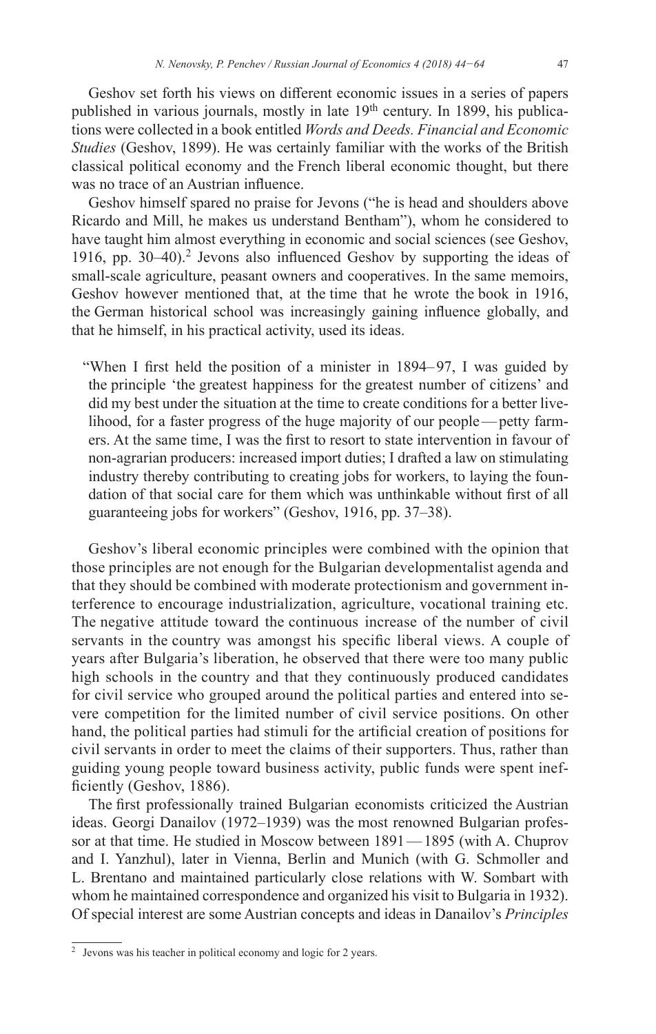Geshov set forth his views on different economic issues in a series of papers published in various journals, mostly in late 19[th] century. In 1899, his publications were collected in a book entitled *Words and Deeds. Financial and Economic Studies* (Geshov, 1899). He was certainly familiar with the works of the British classical political economy and the French liberal economic thought, but there was no trace of an Austrian influence.

Geshov himself spared no praise for Jevons ("he is head and shoulders above Ricardo and Mill, he makes us understand Bentham"), whom he considered to have taught him almost everything in economic and social sciences (see Geshov, 1916, pp. 30–40).[2] Jevons also influenced Geshov by supporting the ideas of small-scale agriculture, peasant owners and cooperatives. In the same memoirs, Geshov however mentioned that, at the time that he wrote the book in 1916, the German historical school was increasingly gaining influence globally, and that he himself, in his practical activity, used its ideas.

> "When I first held the position of a minister in 1894–97, I was guided by the principle 'the greatest happiness for the greatest number of citizens' and did my best under the situation at the time to create conditions for a better livelihood, for a faster progress of the huge majority of our people — petty farmers. At the same time, I was the first to resort to state intervention in favour of non-agrarian producers: increased import duties; I drafted a law on stimulating industry thereby contributing to creating jobs for workers, to laying the foundation of that social care for them which was unthinkable without first of all guaranteeing jobs for workers" (Geshov, 1916, pp. 37–38).

Geshov's liberal economic principles were combined with the opinion that those principles are not enough for the Bulgarian developmentalist agenda and that they should be combined with moderate protectionism and government interference to encourage industrialization, agriculture, vocational training etc. The negative attitude toward the continuous increase of the number of civil servants in the country was amongst his specific liberal views. A couple of years after Bulgaria's liberation, he observed that there were too many public high schools in the country and that they continuously produced candidates for civil service who grouped around the political parties and entered into severe competition for the limited number of civil service positions. On other hand, the political parties had stimuli for the artificial creation of positions for civil servants in order to meet the claims of their supporters. Thus, rather than guiding young people toward business activity, public funds were spent inefficiently (Geshov, 1886).

The first professionally trained Bulgarian economists criticized the Austrian ideas. Georgi Danailov (1972–1939) was the most renowned Bulgarian professor at that time. He studied in Moscow between 1891 — 1895 (with A. Chuprov and I. Yanzhul), later in Vienna, Berlin and Munich (with G. Schmoller and L. Brentano and maintained particularly close relations with W. Sombart with whom he maintained correspondence and organized his visit to Bulgaria in 1932). Of special interest are some Austrian concepts and ideas in Danailov's *Principles*

---

[2] Jevons was his teacher in political economy and logic for 2 years.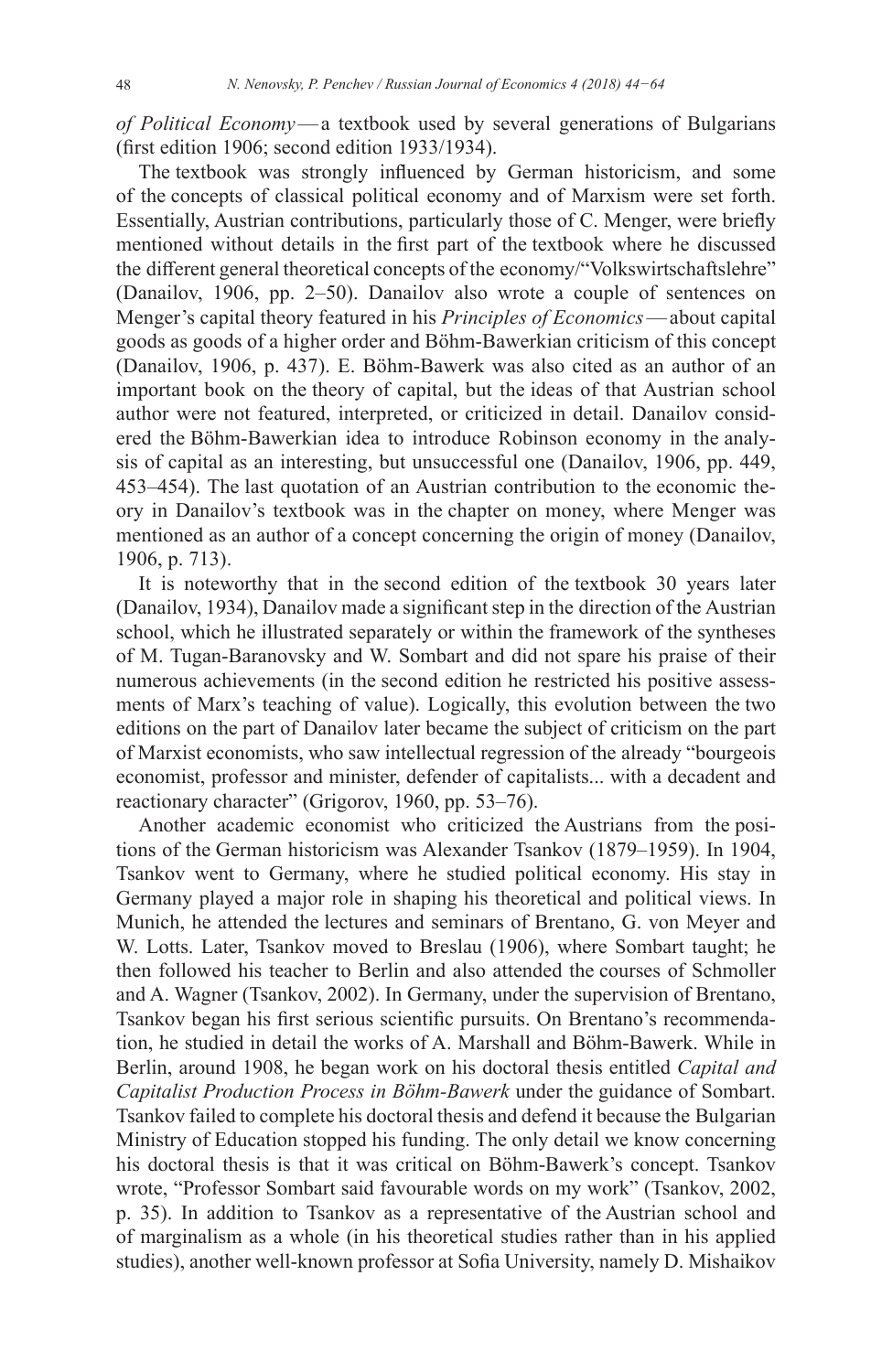*of Political Economy* — a textbook used by several generations of Bulgarians (first edition 1906; second edition 1933/1934).

The textbook was strongly influenced by German historicism, and some of the concepts of classical political economy and of Marxism were set forth. Essentially, Austrian contributions, particularly those of C. Menger, were briefly mentioned without details in the first part of the textbook where he discussed the different general theoretical concepts of the economy/"Volkswirtschaftslehre" (Danailov, 1906, pp. 2–50). Danailov also wrote a couple of sentences on Menger's capital theory featured in his *Principles of Economics* — about capital goods as goods of a higher order and Böhm-Bawerkian criticism of this concept (Danailov, 1906, p. 437). E. Böhm-Bawerk was also cited as an author of an important book on the theory of capital, but the ideas of that Austrian school author were not featured, interpreted, or criticized in detail. Danailov considered the Böhm-Bawerkian idea to introduce Robinson economy in the analysis of capital as an interesting, but unsuccessful one (Danailov, 1906, pp. 449, 453–454). The last quotation of an Austrian contribution to the economic theory in Danailov's textbook was in the chapter on money, where Menger was mentioned as an author of a concept concerning the origin of money (Danailov, 1906, p. 713).

It is noteworthy that in the second edition of the textbook 30 years later (Danailov, 1934), Danailov made a significant step in the direction of the Austrian school, which he illustrated separately or within the framework of the syntheses of M. Tugan-Baranovsky and W. Sombart and did not spare his praise of their numerous achievements (in the second edition he restricted his positive assessments of Marx's teaching of value). Logically, this evolution between the two editions on the part of Danailov later became the subject of criticism on the part of Marxist economists, who saw intellectual regression of the already "bourgeois economist, professor and minister, defender of capitalists... with a decadent and reactionary character" (Grigorov, 1960, pp. 53–76).

Another academic economist who criticized the Austrians from the positions of the German historicism was Alexander Tsankov (1879–1959). In 1904, Tsankov went to Germany, where he studied political economy. His stay in Germany played a major role in shaping his theoretical and political views. In Munich, he attended the lectures and seminars of Brentano, G. von Meyer and W. Lotts. Later, Tsankov moved to Breslau (1906), where Sombart taught; he then followed his teacher to Berlin and also attended the courses of Schmoller and A. Wagner (Tsankov, 2002). In Germany, under the supervision of Brentano, Tsankov began his first serious scientific pursuits. On Brentano's recommendation, he studied in detail the works of A. Marshall and Böhm-Bawerk. While in Berlin, around 1908, he began work on his doctoral thesis entitled *Capital and Capitalist Production Process in Böhm-Bawerk* under the guidance of Sombart. Tsankov failed to complete his doctoral thesis and defend it because the Bulgarian Ministry of Education stopped his funding. The only detail we know concerning his doctoral thesis is that it was critical on Böhm-Bawerk's concept. Tsankov wrote, "Professor Sombart said favourable words on my work" (Tsankov, 2002, p. 35). In addition to Tsankov as a representative of the Austrian school and of marginalism as a whole (in his theoretical studies rather than in his applied studies), another well-known professor at Sofia University, namely D. Mishaikov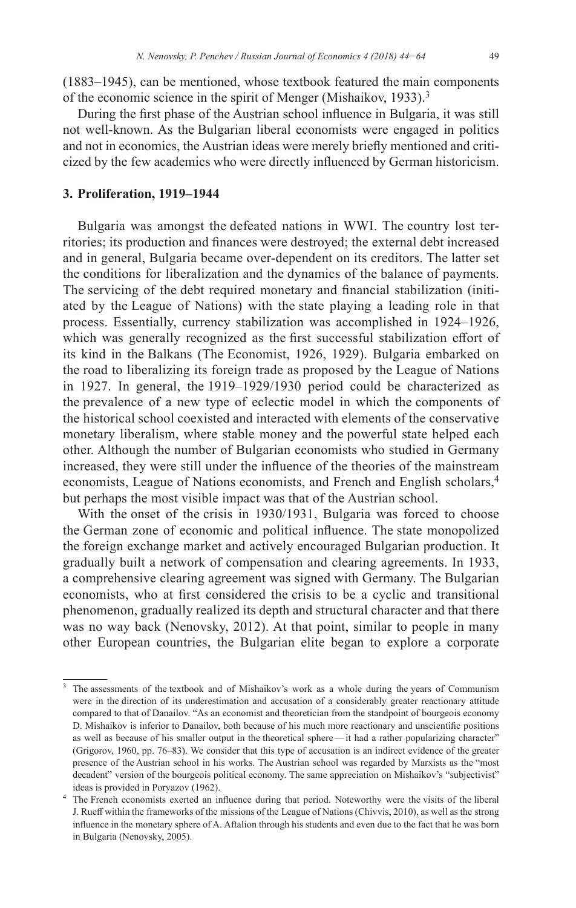(1883–1945), can be mentioned, whose textbook featured the main components of the economic science in the spirit of Menger (Mishaikov, 1933).[3]

During the first phase of the Austrian school influence in Bulgaria, it was still not well-known. As the Bulgarian liberal economists were engaged in politics and not in economics, the Austrian ideas were merely briefly mentioned and criticized by the few academics who were directly influenced by German historicism.

## 3. Proliferation, 1919–1944

Bulgaria was amongst the defeated nations in WWI. The country lost territories; its production and finances were destroyed; the external debt increased and in general, Bulgaria became over-dependent on its creditors. The latter set the conditions for liberalization and the dynamics of the balance of payments. The servicing of the debt required monetary and financial stabilization (initiated by the League of Nations) with the state playing a leading role in that process. Essentially, currency stabilization was accomplished in 1924–1926, which was generally recognized as the first successful stabilization effort of its kind in the Balkans (The Economist, 1926, 1929). Bulgaria embarked on the road to liberalizing its foreign trade as proposed by the League of Nations in 1927. In general, the 1919–1929/1930 period could be characterized as the prevalence of a new type of eclectic model in which the components of the historical school coexisted and interacted with elements of the conservative monetary liberalism, where stable money and the powerful state helped each other. Although the number of Bulgarian economists who studied in Germany increased, they were still under the influence of the theories of the mainstream economists, League of Nations economists, and French and English scholars,[4] but perhaps the most visible impact was that of the Austrian school.

With the onset of the crisis in 1930/1931, Bulgaria was forced to choose the German zone of economic and political influence. The state monopolized the foreign exchange market and actively encouraged Bulgarian production. It gradually built a network of compensation and clearing agreements. In 1933, a comprehensive clearing agreement was signed with Germany. The Bulgarian economists, who at first considered the crisis to be a cyclic and transitional phenomenon, gradually realized its depth and structural character and that there was no way back (Nenovsky, 2012). At that point, similar to people in many other European countries, the Bulgarian elite began to explore a corporate

---

[3] The assessments of the textbook and of Mishaikov's work as a whole during the years of Communism were in the direction of its underestimation and accusation of a considerably greater reactionary attitude compared to that of Danailov. "As an economist and theoretician from the standpoint of bourgeois economy D. Mishaikov is inferior to Danailov, both because of his much more reactionary and unscientific positions as well as because of his smaller output in the theoretical sphere — it had a rather popularizing character" (Grigorov, 1960, pp. 76–83). We consider that this type of accusation is an indirect evidence of the greater presence of the Austrian school in his works. The Austrian school was regarded by Marxists as the "most decadent" version of the bourgeois political economy. The same appreciation on Mishaikov's "subjectivist" ideas is provided in Poryazov (1962).

[4] The French economists exerted an influence during that period. Noteworthy were the visits of the liberal J. Rueff within the frameworks of the missions of the League of Nations (Chivvis, 2010), as well as the strong influence in the monetary sphere of A. Aftalion through his students and even due to the fact that he was born in Bulgaria (Nenovsky, 2005).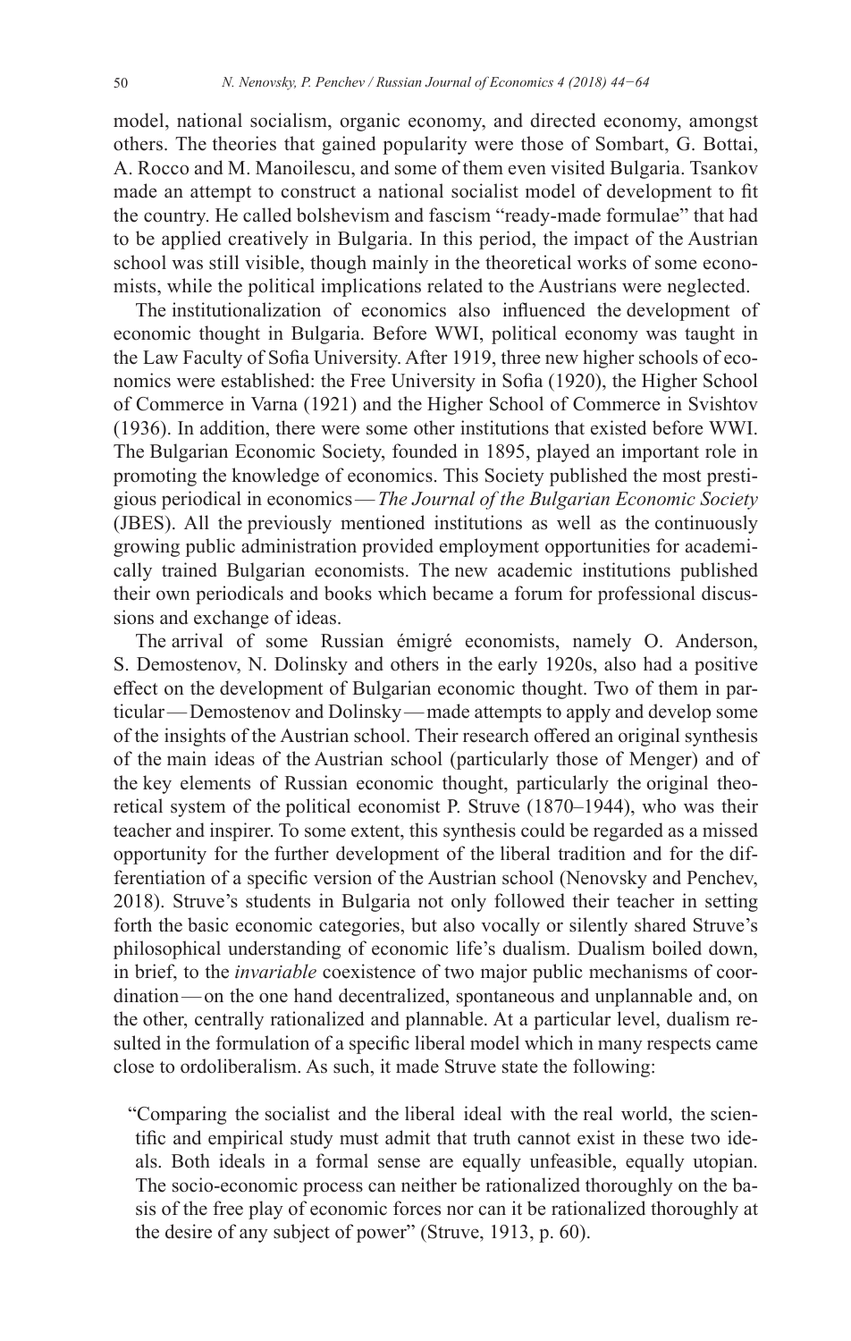model, national socialism, organic economy, and directed economy, amongst others. The theories that gained popularity were those of Sombart, G. Bottai, A. Rocco and M. Manoilescu, and some of them even visited Bulgaria. Tsankov made an attempt to construct a national socialist model of development to fit the country. He called bolshevism and fascism "ready-made formulae" that had to be applied creatively in Bulgaria. In this period, the impact of the Austrian school was still visible, though mainly in the theoretical works of some economists, while the political implications related to the Austrians were neglected.

The institutionalization of economics also influenced the development of economic thought in Bulgaria. Before WWI, political economy was taught in the Law Faculty of Sofia University. After 1919, three new higher schools of economics were established: the Free University in Sofia (1920), the Higher School of Commerce in Varna (1921) and the Higher School of Commerce in Svishtov (1936). In addition, there were some other institutions that existed before WWI. The Bulgarian Economic Society, founded in 1895, played an important role in promoting the knowledge of economics. This Society published the most prestigious periodical in economics — *The Journal of the Bulgarian Economic Society* (JBES). All the previously mentioned institutions as well as the continuously growing public administration provided employment opportunities for academically trained Bulgarian economists. The new academic institutions published their own periodicals and books which became a forum for professional discussions and exchange of ideas.

The arrival of some Russian émigré economists, namely O. Anderson, S. Demostenov, N. Dolinsky and others in the early 1920s, also had a positive effect on the development of Bulgarian economic thought. Two of them in particular — Demostenov and Dolinsky — made attempts to apply and develop some of the insights of the Austrian school. Their research offered an original synthesis of the main ideas of the Austrian school (particularly those of Menger) and of the key elements of Russian economic thought, particularly the original theoretical system of the political economist P. Struve (1870–1944), who was their teacher and inspirer. To some extent, this synthesis could be regarded as a missed opportunity for the further development of the liberal tradition and for the differentiation of a specific version of the Austrian school (Nenovsky and Penchev, 2018). Struve's students in Bulgaria not only followed their teacher in setting forth the basic economic categories, but also vocally or silently shared Struve's philosophical understanding of economic life's dualism. Dualism boiled down, in brief, to the *invariable* coexistence of two major public mechanisms of coordination — on the one hand decentralized, spontaneous and unplannable and, on the other, centrally rationalized and plannable. At a particular level, dualism resulted in the formulation of a specific liberal model which in many respects came close to ordoliberalism. As such, it made Struve state the following:

> "Comparing the socialist and the liberal ideal with the real world, the scientific and empirical study must admit that truth cannot exist in these two ideals. Both ideals in a formal sense are equally unfeasible, equally utopian. The socio-economic process can neither be rationalized thoroughly on the basis of the free play of economic forces nor can it be rationalized thoroughly at the desire of any subject of power" (Struve, 1913, p. 60).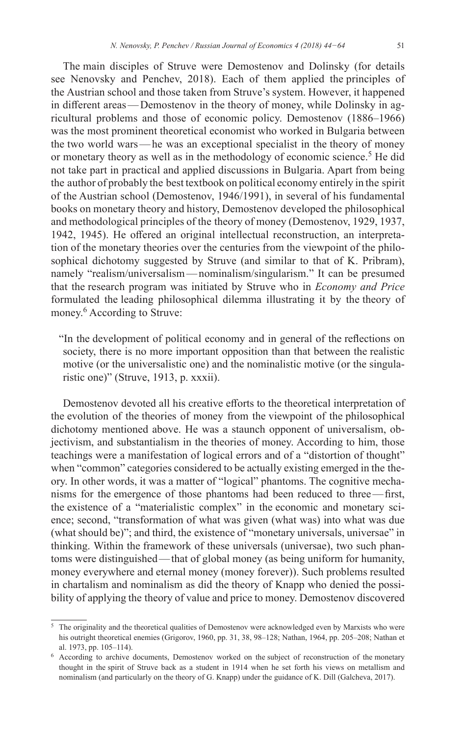The main disciples of Struve were Demostenov and Dolinsky (for details see Nenovsky and Penchev, 2018). Each of them applied the principles of the Austrian school and those taken from Struve's system. However, it happened in different areas — Demostenov in the theory of money, while Dolinsky in agricultural problems and those of economic policy. Demostenov (1886–1966) was the most prominent theoretical economist who worked in Bulgaria between the two world wars — he was an exceptional specialist in the theory of money or monetary theory as well as in the methodology of economic science.[5] He did not take part in practical and applied discussions in Bulgaria. Apart from being the author of probably the best textbook on political economy entirely in the spirit of the Austrian school (Demostenov, 1946/1991), in several of his fundamental books on monetary theory and history, Demostenov developed the philosophical and methodological principles of the theory of money (Demostenov, 1929, 1937, 1942, 1945). He offered an original intellectual reconstruction, an interpretation of the monetary theories over the centuries from the viewpoint of the philosophical dichotomy suggested by Struve (and similar to that of K. Pribram), namely "realism/universalism — nominalism/singularism." It can be presumed that the research program was initiated by Struve who in *Economy and Price* formulated the leading philosophical dilemma illustrating it by the theory of money.[6] According to Struve:

> "In the development of political economy and in general of the reflections on society, there is no more important opposition than that between the realistic motive (or the universalistic one) and the nominalistic motive (or the singularistic one)" (Struve, 1913, p. xxxii).

Demostenov devoted all his creative efforts to the theoretical interpretation of the evolution of the theories of money from the viewpoint of the philosophical dichotomy mentioned above. He was a staunch opponent of universalism, objectivism, and substantialism in the theories of money. According to him, those teachings were a manifestation of logical errors and of a "distortion of thought" when "common" categories considered to be actually existing emerged in the theory. In other words, it was a matter of "logical" phantoms. The cognitive mechanisms for the emergence of those phantoms had been reduced to three — first, the existence of a "materialistic complex" in the economic and monetary science; second, "transformation of what was given (what was) into what was due (what should be)"; and third, the existence of "monetary universals, universae" in thinking. Within the framework of these universals (universae), two such phantoms were distinguished — that of global money (as being uniform for humanity, money everywhere and eternal money (money forever)). Such problems resulted in chartalism and nominalism as did the theory of Knapp who denied the possibility of applying the theory of value and price to money. Demostenov discovered

---

[5] The originality and the theoretical qualities of Demostenov were acknowledged even by Marxists who were his outright theoretical enemies (Grigorov, 1960, pp. 31, 38, 98–128; Nathan, 1964, pp. 205–208; Nathan et al. 1973, pp. 105–114).

[6] According to archive documents, Demostenov worked on the subject of reconstruction of the monetary thought in the spirit of Struve back as a student in 1914 when he set forth his views on metallism and nominalism (and particularly on the theory of G. Knapp) under the guidance of K. Dill (Galcheva, 2017).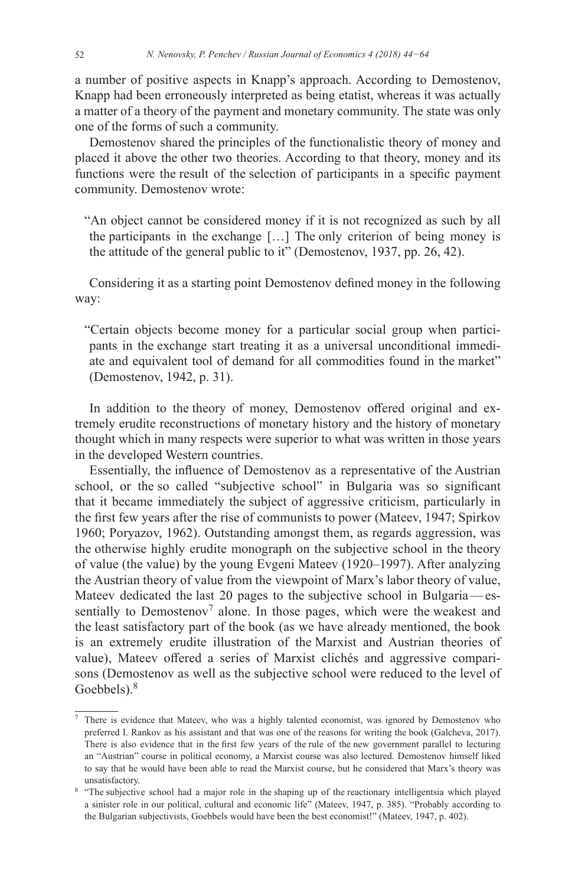a number of positive aspects in Knapp's approach. According to Demostenov, Knapp had been erroneously interpreted as being etatist, whereas it was actually a matter of a theory of the payment and monetary community. The state was only one of the forms of such a community.

Demostenov shared the principles of the functionalistic theory of money and placed it above the other two theories. According to that theory, money and its functions were the result of the selection of participants in a specific payment community. Demostenov wrote:

> "An object cannot be considered money if it is not recognized as such by all the participants in the exchange […] The only criterion of being money is the attitude of the general public to it" (Demostenov, 1937, pp. 26, 42).

Considering it as a starting point Demostenov defined money in the following way:

> "Certain objects become money for a particular social group when participants in the exchange start treating it as a universal unconditional immediate and equivalent tool of demand for all commodities found in the market" (Demostenov, 1942, p. 31).

In addition to the theory of money, Demostenov offered original and extremely erudite reconstructions of monetary history and the history of monetary thought which in many respects were superior to what was written in those years in the developed Western countries.

Essentially, the influence of Demostenov as a representative of the Austrian school, or the so called "subjective school" in Bulgaria was so significant that it became immediately the subject of aggressive criticism, particularly in the first few years after the rise of communists to power (Mateev, 1947; Spirkov 1960; Poryazov, 1962). Outstanding amongst them, as regards aggression, was the otherwise highly erudite monograph on the subjective school in the theory of value (the value) by the young Evgeni Mateev (1920–1997). After analyzing the Austrian theory of value from the viewpoint of Marx's labor theory of value, Mateev dedicated the last 20 pages to the subjective school in Bulgaria — essentially to Demostenov[7] alone. In those pages, which were the weakest and the least satisfactory part of the book (as we have already mentioned, the book is an extremely erudite illustration of the Marxist and Austrian theories of value), Mateev offered a series of Marxist clichés and aggressive comparisons (Demostenov as well as the subjective school were reduced to the level of Goebbels).[8]

---

[7] There is evidence that Mateev, who was a highly talented economist, was ignored by Demostenov who preferred I. Rankov as his assistant and that was one of the reasons for writing the book (Galcheva, 2017). There is also evidence that in the first few years of the rule of the new government parallel to lecturing an "Austrian" course in political economy, a Marxist course was also lectured. Demostenov himself liked to say that he would have been able to read the Marxist course, but he considered that Marx's theory was unsatisfactory.

[8] "The subjective school had a major role in the shaping up of the reactionary intelligentsia which played a sinister role in our political, cultural and economic life" (Mateev, 1947, p. 385). "Probably according to the Bulgarian subjectivists, Goebbels would have been the best economist!" (Mateev, 1947, p. 402).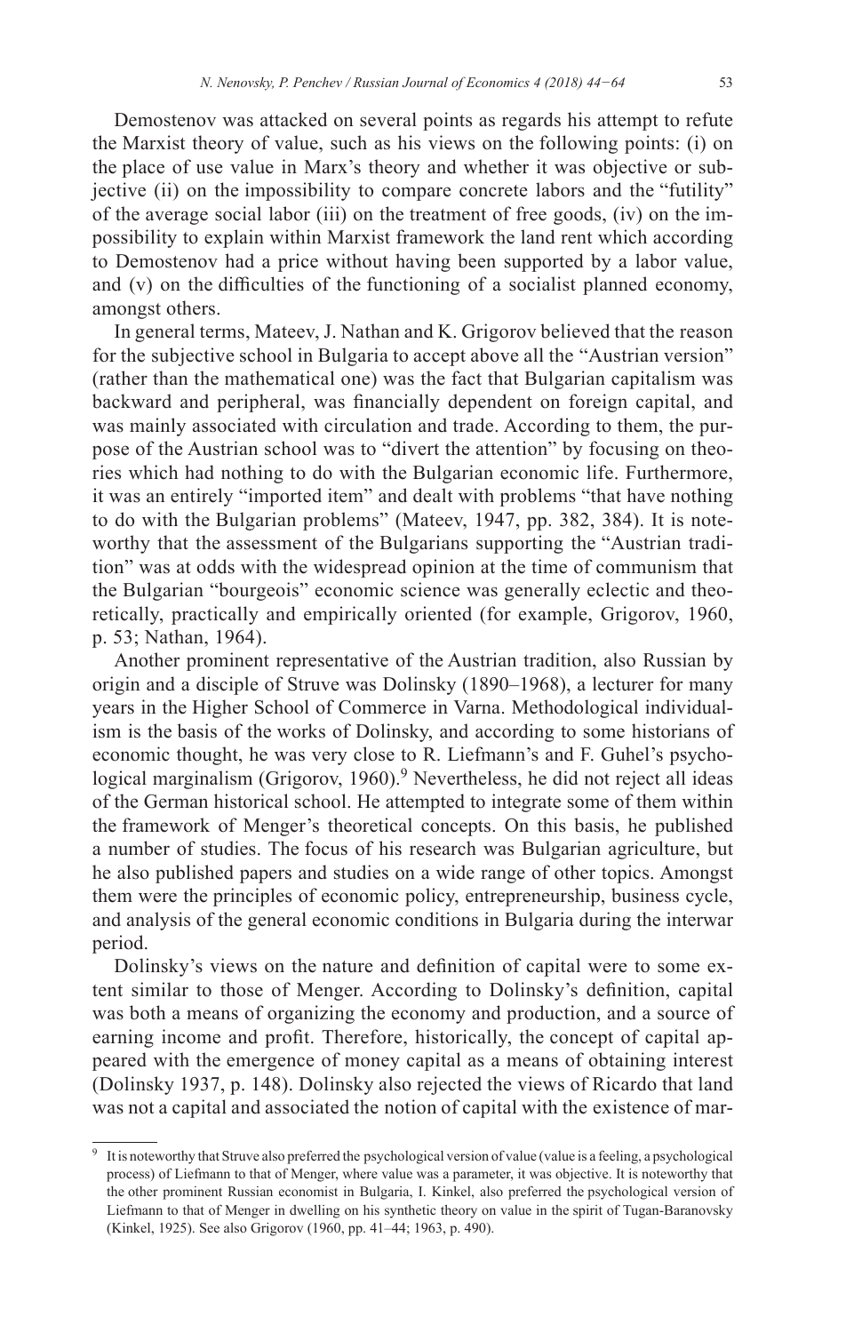Demostenov was attacked on several points as regards his attempt to refute the Marxist theory of value, such as his views on the following points: (i) on the place of use value in Marx's theory and whether it was objective or subjective (ii) on the impossibility to compare concrete labors and the "futility" of the average social labor (iii) on the treatment of free goods, (iv) on the impossibility to explain within Marxist framework the land rent which according to Demostenov had a price without having been supported by a labor value, and (v) on the difficulties of the functioning of a socialist planned economy, amongst others.

In general terms, Mateev, J. Nathan and K. Grigorov believed that the reason for the subjective school in Bulgaria to accept above all the "Austrian version" (rather than the mathematical one) was the fact that Bulgarian capitalism was backward and peripheral, was financially dependent on foreign capital, and was mainly associated with circulation and trade. According to them, the purpose of the Austrian school was to "divert the attention" by focusing on theories which had nothing to do with the Bulgarian economic life. Furthermore, it was an entirely "imported item" and dealt with problems "that have nothing to do with the Bulgarian problems" (Mateev, 1947, pp. 382, 384). It is noteworthy that the assessment of the Bulgarians supporting the "Austrian tradition" was at odds with the widespread opinion at the time of communism that the Bulgarian "bourgeois" economic science was generally eclectic and theoretically, practically and empirically oriented (for example, Grigorov, 1960, p. 53; Nathan, 1964).

Another prominent representative of the Austrian tradition, also Russian by origin and a disciple of Struve was Dolinsky (1890–1968), a lecturer for many years in the Higher School of Commerce in Varna. Methodological individualism is the basis of the works of Dolinsky, and according to some historians of economic thought, he was very close to R. Liefmann's and F. Guhel's psychological marginalism (Grigorov, 1960).[9] Nevertheless, he did not reject all ideas of the German historical school. He attempted to integrate some of them within the framework of Menger's theoretical concepts. On this basis, he published a number of studies. The focus of his research was Bulgarian agriculture, but he also published papers and studies on a wide range of other topics. Amongst them were the principles of economic policy, entrepreneurship, business cycle, and analysis of the general economic conditions in Bulgaria during the interwar period.

Dolinsky's views on the nature and definition of capital were to some extent similar to those of Menger. According to Dolinsky's definition, capital was both a means of organizing the economy and production, and a source of earning income and profit. Therefore, historically, the concept of capital appeared with the emergence of money capital as a means of obtaining interest (Dolinsky 1937, p. 148). Dolinsky also rejected the views of Ricardo that land was not a capital and associated the notion of capital with the existence of mar-

[9] It is noteworthy that Struve also preferred the psychological version of value (value is a feeling, a psychological process) of Liefmann to that of Menger, where value was a parameter, it was objective. It is noteworthy that the other prominent Russian economist in Bulgaria, I. Kinkel, also preferred the psychological version of Liefmann to that of Menger in dwelling on his synthetic theory on value in the spirit of Tugan-Baranovsky (Kinkel, 1925). See also Grigorov (1960, pp. 41–44; 1963, p. 490).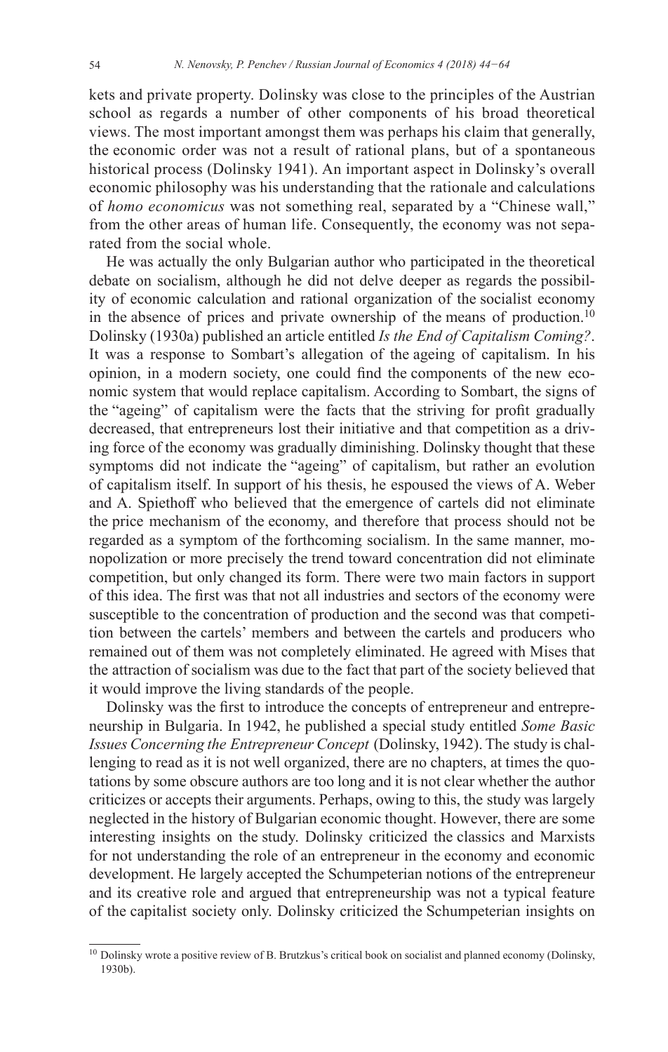kets and private property. Dolinsky was close to the principles of the Austrian school as regards a number of other components of his broad theoretical views. The most important amongst them was perhaps his claim that generally, the economic order was not a result of rational plans, but of a spontaneous historical process (Dolinsky 1941). An important aspect in Dolinsky's overall economic philosophy was his understanding that the rationale and calculations of *homo economicus* was not something real, separated by a "Chinese wall," from the other areas of human life. Consequently, the economy was not separated from the social whole.

He was actually the only Bulgarian author who participated in the theoretical debate on socialism, although he did not delve deeper as regards the possibility of economic calculation and rational organization of the socialist economy in the absence of prices and private ownership of the means of production.[10] Dolinsky (1930a) published an article entitled *Is the End of Capitalism Coming?*. It was a response to Sombart's allegation of the ageing of capitalism. In his opinion, in a modern society, one could find the components of the new economic system that would replace capitalism. According to Sombart, the signs of the "ageing" of capitalism were the facts that the striving for profit gradually decreased, that entrepreneurs lost their initiative and that competition as a driving force of the economy was gradually diminishing. Dolinsky thought that these symptoms did not indicate the "ageing" of capitalism, but rather an evolution of capitalism itself. In support of his thesis, he espoused the views of A. Weber and A. Spiethoff who believed that the emergence of cartels did not eliminate the price mechanism of the economy, and therefore that process should not be regarded as a symptom of the forthcoming socialism. In the same manner, monopolization or more precisely the trend toward concentration did not eliminate competition, but only changed its form. There were two main factors in support of this idea. The first was that not all industries and sectors of the economy were susceptible to the concentration of production and the second was that competition between the cartels' members and between the cartels and producers who remained out of them was not completely eliminated. He agreed with Mises that the attraction of socialism was due to the fact that part of the society believed that it would improve the living standards of the people.

Dolinsky was the first to introduce the concepts of entrepreneur and entrepreneurship in Bulgaria. In 1942, he published a special study entitled *Some Basic Issues Concerning the Entrepreneur Concept* (Dolinsky, 1942). The study is challenging to read as it is not well organized, there are no chapters, at times the quotations by some obscure authors are too long and it is not clear whether the author criticizes or accepts their arguments. Perhaps, owing to this, the study was largely neglected in the history of Bulgarian economic thought. However, there are some interesting insights on the study. Dolinsky criticized the classics and Marxists for not understanding the role of an entrepreneur in the economy and economic development. He largely accepted the Schumpeterian notions of the entrepreneur and its creative role and argued that entrepreneurship was not a typical feature of the capitalist society only. Dolinsky criticized the Schumpeterian insights on

[10] Dolinsky wrote a positive review of B. Brutzkus's critical book on socialist and planned economy (Dolinsky, 1930b).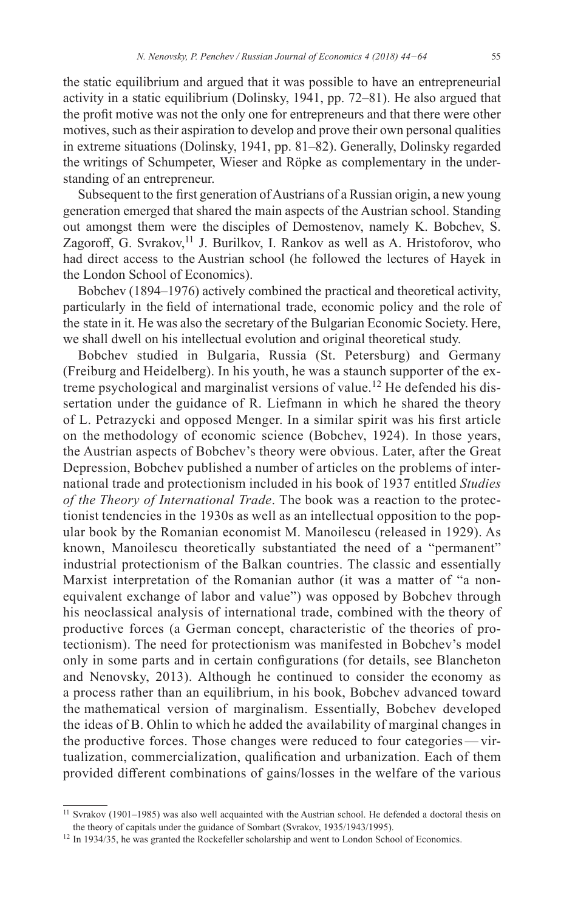the static equilibrium and argued that it was possible to have an entrepreneurial activity in a static equilibrium (Dolinsky, 1941, pp. 72–81). He also argued that the profit motive was not the only one for entrepreneurs and that there were other motives, such as their aspiration to develop and prove their own personal qualities in extreme situations (Dolinsky, 1941, pp. 81–82). Generally, Dolinsky regarded the writings of Schumpeter, Wieser and Röpke as complementary in the understanding of an entrepreneur.

Subsequent to the first generation of Austrians of a Russian origin, a new young generation emerged that shared the main aspects of the Austrian school. Standing out amongst them were the disciples of Demostenov, namely K. Bobchev, S. Zagoroff, G. Svrakov,[11] J. Burilkov, I. Rankov as well as A. Hristoforov, who had direct access to the Austrian school (he followed the lectures of Hayek in the London School of Economics).

Bobchev (1894–1976) actively combined the practical and theoretical activity, particularly in the field of international trade, economic policy and the role of the state in it. He was also the secretary of the Bulgarian Economic Society. Here, we shall dwell on his intellectual evolution and original theoretical study.

Bobchev studied in Bulgaria, Russia (St. Petersburg) and Germany (Freiburg and Heidelberg). In his youth, he was a staunch supporter of the extreme psychological and marginalist versions of value.[12] He defended his dissertation under the guidance of R. Liefmann in which he shared the theory of L. Petrazycki and opposed Menger. In a similar spirit was his first article on the methodology of economic science (Bobchev, 1924). In those years, the Austrian aspects of Bobchev's theory were obvious. Later, after the Great Depression, Bobchev published a number of articles on the problems of international trade and protectionism included in his book of 1937 entitled *Studies of the Theory of International Trade*. The book was a reaction to the protectionist tendencies in the 1930s as well as an intellectual opposition to the popular book by the Romanian economist M. Manoilescu (released in 1929). As known, Manoilescu theoretically substantiated the need of a "permanent" industrial protectionism of the Balkan countries. The classic and essentially Marxist interpretation of the Romanian author (it was a matter of "a non-equivalent exchange of labor and value") was opposed by Bobchev through his neoclassical analysis of international trade, combined with the theory of productive forces (a German concept, characteristic of the theories of protectionism). The need for protectionism was manifested in Bobchev's model only in some parts and in certain configurations (for details, see Blancheton and Nenovsky, 2013). Although he continued to consider the economy as a process rather than an equilibrium, in his book, Bobchev advanced toward the mathematical version of marginalism. Essentially, Bobchev developed the ideas of B. Ohlin to which he added the availability of marginal changes in the productive forces. Those changes were reduced to four categories — virtualization, commercialization, qualification and urbanization. Each of them provided different combinations of gains/losses in the welfare of the various

[11] Svrakov (1901–1985) was also well acquainted with the Austrian school. He defended a doctoral thesis on the theory of capitals under the guidance of Sombart (Svrakov, 1935/1943/1995).

[12] In 1934/35, he was granted the Rockefeller scholarship and went to London School of Economics.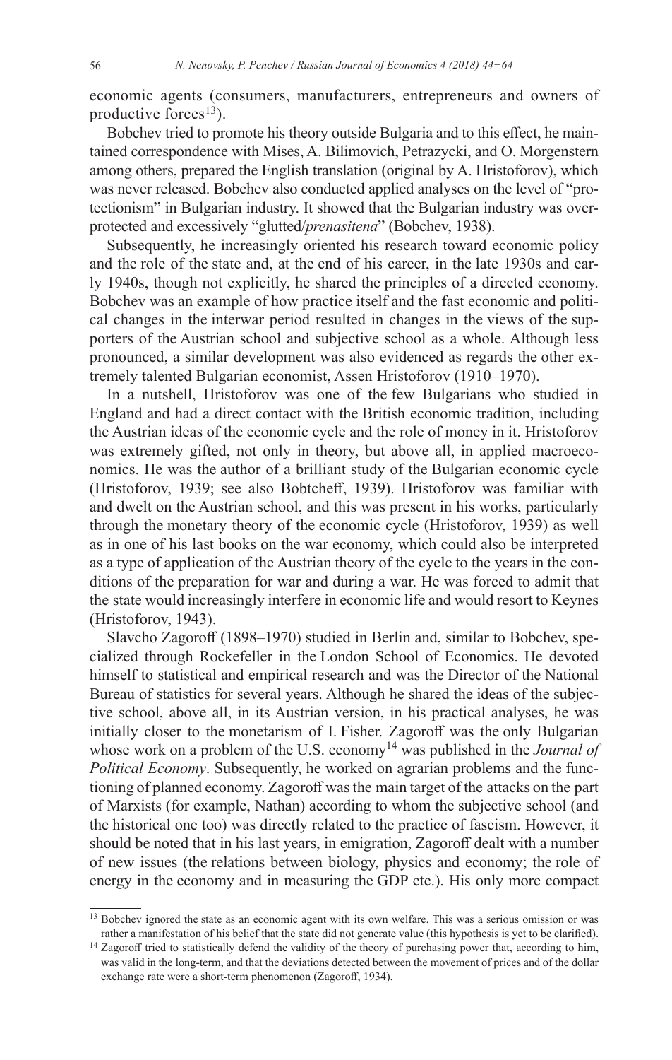economic agents (consumers, manufacturers, entrepreneurs and owners of productive forces[13]).

Bobchev tried to promote his theory outside Bulgaria and to this effect, he maintained correspondence with Mises, A. Bilimovich, Petrazycki, and O. Morgenstern among others, prepared the English translation (original by A. Hristoforov), which was never released. Bobchev also conducted applied analyses on the level of "protectionism" in Bulgarian industry. It showed that the Bulgarian industry was overprotected and excessively "glutted/*prenasitena*" (Bobchev, 1938).

Subsequently, he increasingly oriented his research toward economic policy and the role of the state and, at the end of his career, in the late 1930s and early 1940s, though not explicitly, he shared the principles of a directed economy. Bobchev was an example of how practice itself and the fast economic and political changes in the interwar period resulted in changes in the views of the supporters of the Austrian school and subjective school as a whole. Although less pronounced, a similar development was also evidenced as regards the other extremely talented Bulgarian economist, Assen Hristoforov (1910–1970).

In a nutshell, Hristoforov was one of the few Bulgarians who studied in England and had a direct contact with the British economic tradition, including the Austrian ideas of the economic cycle and the role of money in it. Hristoforov was extremely gifted, not only in theory, but above all, in applied macroeconomics. He was the author of a brilliant study of the Bulgarian economic cycle (Hristoforov, 1939; see also Bobtcheff, 1939). Hristoforov was familiar with and dwelt on the Austrian school, and this was present in his works, particularly through the monetary theory of the economic cycle (Hristoforov, 1939) as well as in one of his last books on the war economy, which could also be interpreted as a type of application of the Austrian theory of the cycle to the years in the conditions of the preparation for war and during a war. He was forced to admit that the state would increasingly interfere in economic life and would resort to Keynes (Hristoforov, 1943).

Slavcho Zagoroff (1898–1970) studied in Berlin and, similar to Bobchev, specialized through Rockefeller in the London School of Economics. He devoted himself to statistical and empirical research and was the Director of the National Bureau of statistics for several years. Although he shared the ideas of the subjective school, above all, in its Austrian version, in his practical analyses, he was initially closer to the monetarism of I. Fisher. Zagoroff was the only Bulgarian whose work on a problem of the U.S. economy[14] was published in the *Journal of Political Economy*. Subsequently, he worked on agrarian problems and the functioning of planned economy. Zagoroff was the main target of the attacks on the part of Marxists (for example, Nathan) according to whom the subjective school (and the historical one too) was directly related to the practice of fascism. However, it should be noted that in his last years, in emigration, Zagoroff dealt with a number of new issues (the relations between biology, physics and economy; the role of energy in the economy and in measuring the GDP etc.). His only more compact

[13] Bobchev ignored the state as an economic agent with its own welfare. This was a serious omission or was rather a manifestation of his belief that the state did not generate value (this hypothesis is yet to be clarified).

[14] Zagoroff tried to statistically defend the validity of the theory of purchasing power that, according to him, was valid in the long-term, and that the deviations detected between the movement of prices and of the dollar exchange rate were a short-term phenomenon (Zagoroff, 1934).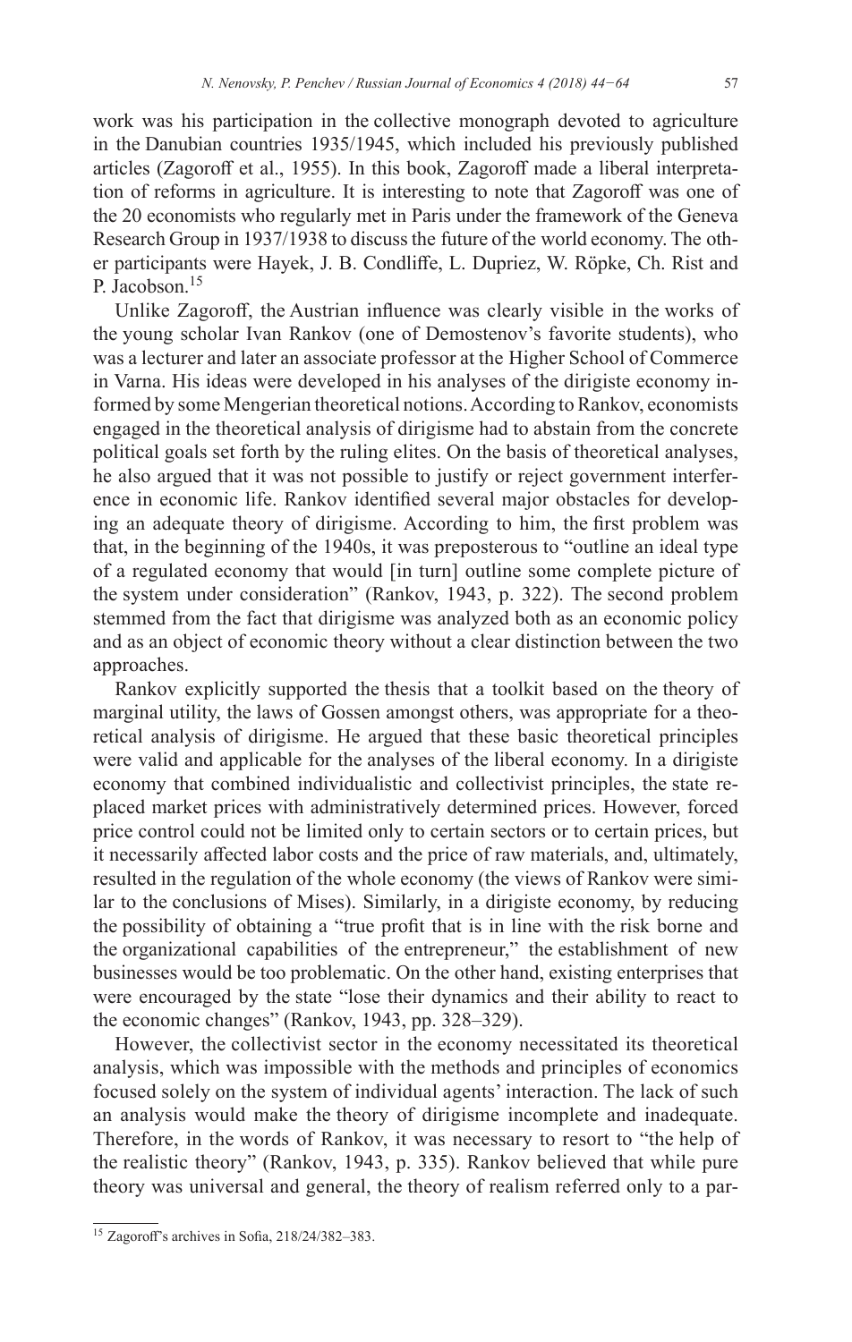work was his participation in the collective monograph devoted to agriculture in the Danubian countries 1935/1945, which included his previously published articles (Zagoroff et al., 1955). In this book, Zagoroff made a liberal interpretation of reforms in agriculture. It is interesting to note that Zagoroff was one of the 20 economists who regularly met in Paris under the framework of the Geneva Research Group in 1937/1938 to discuss the future of the world economy. The other participants were Hayek, J. B. Condliffe, L. Dupriez, W. Röpke, Ch. Rist and P. Jacobson.[15]

Unlike Zagoroff, the Austrian influence was clearly visible in the works of the young scholar Ivan Rankov (one of Demostenov's favorite students), who was a lecturer and later an associate professor at the Higher School of Commerce in Varna. His ideas were developed in his analyses of the dirigiste economy informed by some Mengerian theoretical notions. According to Rankov, economists engaged in the theoretical analysis of dirigisme had to abstain from the concrete political goals set forth by the ruling elites. On the basis of theoretical analyses, he also argued that it was not possible to justify or reject government interference in economic life. Rankov identified several major obstacles for developing an adequate theory of dirigisme. According to him, the first problem was that, in the beginning of the 1940s, it was preposterous to "outline an ideal type of a regulated economy that would [in turn] outline some complete picture of the system under consideration" (Rankov, 1943, p. 322). The second problem stemmed from the fact that dirigisme was analyzed both as an economic policy and as an object of economic theory without a clear distinction between the two approaches.

Rankov explicitly supported the thesis that a toolkit based on the theory of marginal utility, the laws of Gossen amongst others, was appropriate for a theoretical analysis of dirigisme. He argued that these basic theoretical principles were valid and applicable for the analyses of the liberal economy. In a dirigiste economy that combined individualistic and collectivist principles, the state replaced market prices with administratively determined prices. However, forced price control could not be limited only to certain sectors or to certain prices, but it necessarily affected labor costs and the price of raw materials, and, ultimately, resulted in the regulation of the whole economy (the views of Rankov were similar to the conclusions of Mises). Similarly, in a dirigiste economy, by reducing the possibility of obtaining a "true profit that is in line with the risk borne and the organizational capabilities of the entrepreneur," the establishment of new businesses would be too problematic. On the other hand, existing enterprises that were encouraged by the state "lose their dynamics and their ability to react to the economic changes" (Rankov, 1943, pp. 328–329).

However, the collectivist sector in the economy necessitated its theoretical analysis, which was impossible with the methods and principles of economics focused solely on the system of individual agents' interaction. The lack of such an analysis would make the theory of dirigisme incomplete and inadequate. Therefore, in the words of Rankov, it was necessary to resort to "the help of the realistic theory" (Rankov, 1943, p. 335). Rankov believed that while pure theory was universal and general, the theory of realism referred only to a par-

[15] Zagoroff's archives in Sofia, 218/24/382–383.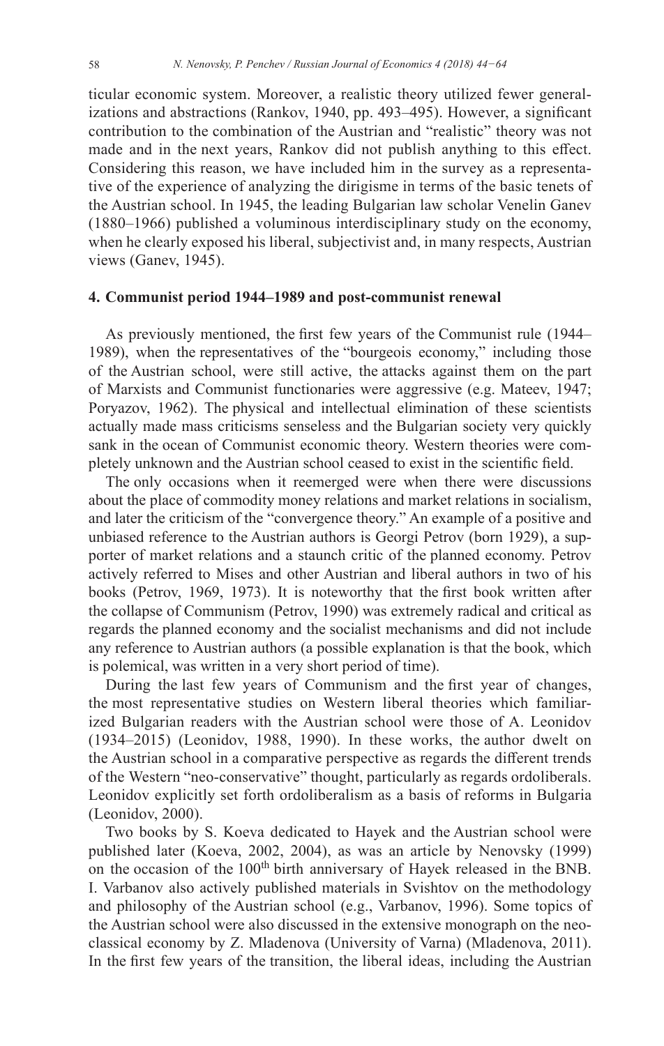ticular economic system. Moreover, a realistic theory utilized fewer generalizations and abstractions (Rankov, 1940, pp. 493–495). However, a significant contribution to the combination of the Austrian and "realistic" theory was not made and in the next years, Rankov did not publish anything to this effect. Considering this reason, we have included him in the survey as a representative of the experience of analyzing the dirigisme in terms of the basic tenets of the Austrian school. In 1945, the leading Bulgarian law scholar Venelin Ganev (1880–1966) published a voluminous interdisciplinary study on the economy, when he clearly exposed his liberal, subjectivist and, in many respects, Austrian views (Ganev, 1945).

## 4. Communist period 1944–1989 and post-communist renewal

As previously mentioned, the first few years of the Communist rule (1944–1989), when the representatives of the "bourgeois economy," including those of the Austrian school, were still active, the attacks against them on the part of Marxists and Communist functionaries were aggressive (e.g. Mateev, 1947; Poryazov, 1962). The physical and intellectual elimination of these scientists actually made mass criticisms senseless and the Bulgarian society very quickly sank in the ocean of Communist economic theory. Western theories were completely unknown and the Austrian school ceased to exist in the scientific field.

The only occasions when it reemerged were when there were discussions about the place of commodity money relations and market relations in socialism, and later the criticism of the "convergence theory." An example of a positive and unbiased reference to the Austrian authors is Georgi Petrov (born 1929), a supporter of market relations and a staunch critic of the planned economy. Petrov actively referred to Mises and other Austrian and liberal authors in two of his books (Petrov, 1969, 1973). It is noteworthy that the first book written after the collapse of Communism (Petrov, 1990) was extremely radical and critical as regards the planned economy and the socialist mechanisms and did not include any reference to Austrian authors (a possible explanation is that the book, which is polemical, was written in a very short period of time).

During the last few years of Communism and the first year of changes, the most representative studies on Western liberal theories which familiarized Bulgarian readers with the Austrian school were those of A. Leonidov (1934–2015) (Leonidov, 1988, 1990). In these works, the author dwelt on the Austrian school in a comparative perspective as regards the different trends of the Western "neo-conservative" thought, particularly as regards ordoliberals. Leonidov explicitly set forth ordoliberalism as a basis of reforms in Bulgaria (Leonidov, 2000).

Two books by S. Koeva dedicated to Hayek and the Austrian school were published later (Koeva, 2002, 2004), as was an article by Nenovsky (1999) on the occasion of the 100th birth anniversary of Hayek released in the BNB. I. Varbanov also actively published materials in Svishtov on the methodology and philosophy of the Austrian school (e.g., Varbanov, 1996). Some topics of the Austrian school were also discussed in the extensive monograph on the neoclassical economy by Z. Mladenova (University of Varna) (Mladenova, 2011). In the first few years of the transition, the liberal ideas, including the Austrian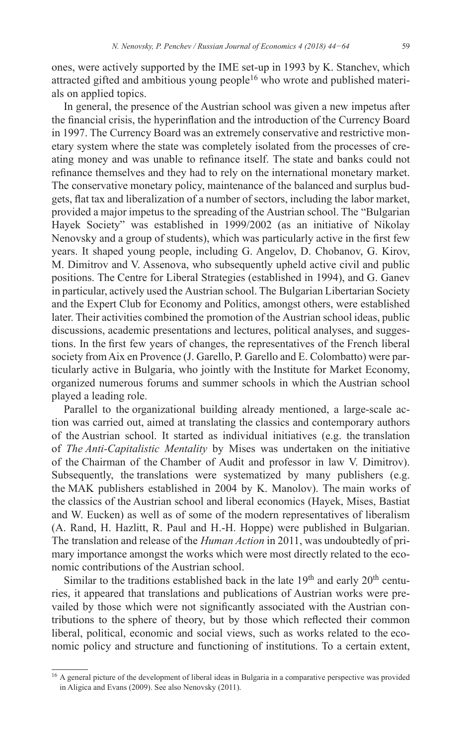ones, were actively supported by the IME set-up in 1993 by K. Stanchev, which attracted gifted and ambitious young people[16] who wrote and published materials on applied topics.

In general, the presence of the Austrian school was given a new impetus after the financial crisis, the hyperinflation and the introduction of the Currency Board in 1997. The Currency Board was an extremely conservative and restrictive monetary system where the state was completely isolated from the processes of creating money and was unable to refinance itself. The state and banks could not refinance themselves and they had to rely on the international monetary market. The conservative monetary policy, maintenance of the balanced and surplus budgets, flat tax and liberalization of a number of sectors, including the labor market, provided a major impetus to the spreading of the Austrian school. The "Bulgarian Hayek Society" was established in 1999/2002 (as an initiative of Nikolay Nenovsky and a group of students), which was particularly active in the first few years. It shaped young people, including G. Angelov, D. Chobanov, G. Kirov, M. Dimitrov and V. Assenova, who subsequently upheld active civil and public positions. The Centre for Liberal Strategies (established in 1994), and G. Ganev in particular, actively used the Austrian school. The Bulgarian Libertarian Society and the Expert Club for Economy and Politics, amongst others, were established later. Their activities combined the promotion of the Austrian school ideas, public discussions, academic presentations and lectures, political analyses, and suggestions. In the first few years of changes, the representatives of the French liberal society from Aix en Provence (J. Garello, P. Garello and E. Colombatto) were particularly active in Bulgaria, who jointly with the Institute for Market Economy, organized numerous forums and summer schools in which the Austrian school played a leading role.

Parallel to the organizational building already mentioned, a large-scale action was carried out, aimed at translating the classics and contemporary authors of the Austrian school. It started as individual initiatives (e.g. the translation of *The Anti-Capitalistic Mentality* by Mises was undertaken on the initiative of the Chairman of the Chamber of Audit and professor in law V. Dimitrov). Subsequently, the translations were systematized by many publishers (e.g. the MAK publishers established in 2004 by K. Manolov). The main works of the classics of the Austrian school and liberal economics (Hayek, Mises, Bastiat and W. Eucken) as well as of some of the modern representatives of liberalism (A. Rand, H. Hazlitt, R. Paul and H.-H. Hoppe) were published in Bulgarian. The translation and release of the *Human Action* in 2011, was undoubtedly of primary importance amongst the works which were most directly related to the economic contributions of the Austrian school.

Similar to the traditions established back in the late 19th and early 20th centuries, it appeared that translations and publications of Austrian works were prevailed by those which were not significantly associated with the Austrian contributions to the sphere of theory, but by those which reflected their common liberal, political, economic and social views, such as works related to the economic policy and structure and functioning of institutions. To a certain extent,

[16] A general picture of the development of liberal ideas in Bulgaria in a comparative perspective was provided in Aligica and Evans (2009). See also Nenovsky (2011).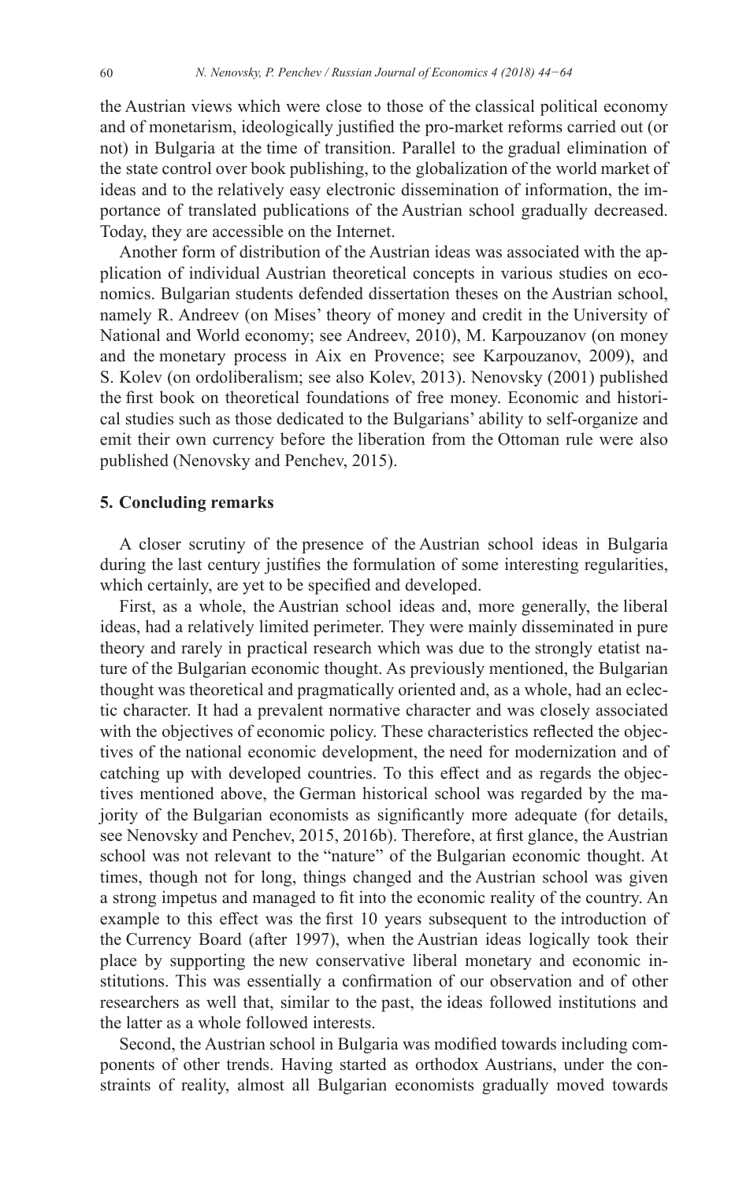the Austrian views which were close to those of the classical political economy and of monetarism, ideologically justified the pro-market reforms carried out (or not) in Bulgaria at the time of transition. Parallel to the gradual elimination of the state control over book publishing, to the globalization of the world market of ideas and to the relatively easy electronic dissemination of information, the importance of translated publications of the Austrian school gradually decreased. Today, they are accessible on the Internet.

Another form of distribution of the Austrian ideas was associated with the application of individual Austrian theoretical concepts in various studies on economics. Bulgarian students defended dissertation theses on the Austrian school, namely R. Andreev (on Mises' theory of money and credit in the University of National and World economy; see Andreev, 2010), M. Karpouzanov (on money and the monetary process in Aix en Provence; see Karpouzanov, 2009), and S. Kolev (on ordoliberalism; see also Kolev, 2013). Nenovsky (2001) published the first book on theoretical foundations of free money. Economic and historical studies such as those dedicated to the Bulgarians' ability to self-organize and emit their own currency before the liberation from the Ottoman rule were also published (Nenovsky and Penchev, 2015).

## 5. Concluding remarks

A closer scrutiny of the presence of the Austrian school ideas in Bulgaria during the last century justifies the formulation of some interesting regularities, which certainly, are yet to be specified and developed.

First, as a whole, the Austrian school ideas and, more generally, the liberal ideas, had a relatively limited perimeter. They were mainly disseminated in pure theory and rarely in practical research which was due to the strongly etatist nature of the Bulgarian economic thought. As previously mentioned, the Bulgarian thought was theoretical and pragmatically oriented and, as a whole, had an eclectic character. It had a prevalent normative character and was closely associated with the objectives of economic policy. These characteristics reflected the objectives of the national economic development, the need for modernization and of catching up with developed countries. To this effect and as regards the objectives mentioned above, the German historical school was regarded by the majority of the Bulgarian economists as significantly more adequate (for details, see Nenovsky and Penchev, 2015, 2016b). Therefore, at first glance, the Austrian school was not relevant to the "nature" of the Bulgarian economic thought. At times, though not for long, things changed and the Austrian school was given a strong impetus and managed to fit into the economic reality of the country. An example to this effect was the first 10 years subsequent to the introduction of the Currency Board (after 1997), when the Austrian ideas logically took their place by supporting the new conservative liberal monetary and economic institutions. This was essentially a confirmation of our observation and of other researchers as well that, similar to the past, the ideas followed institutions and the latter as a whole followed interests.

Second, the Austrian school in Bulgaria was modified towards including components of other trends. Having started as orthodox Austrians, under the constraints of reality, almost all Bulgarian economists gradually moved towards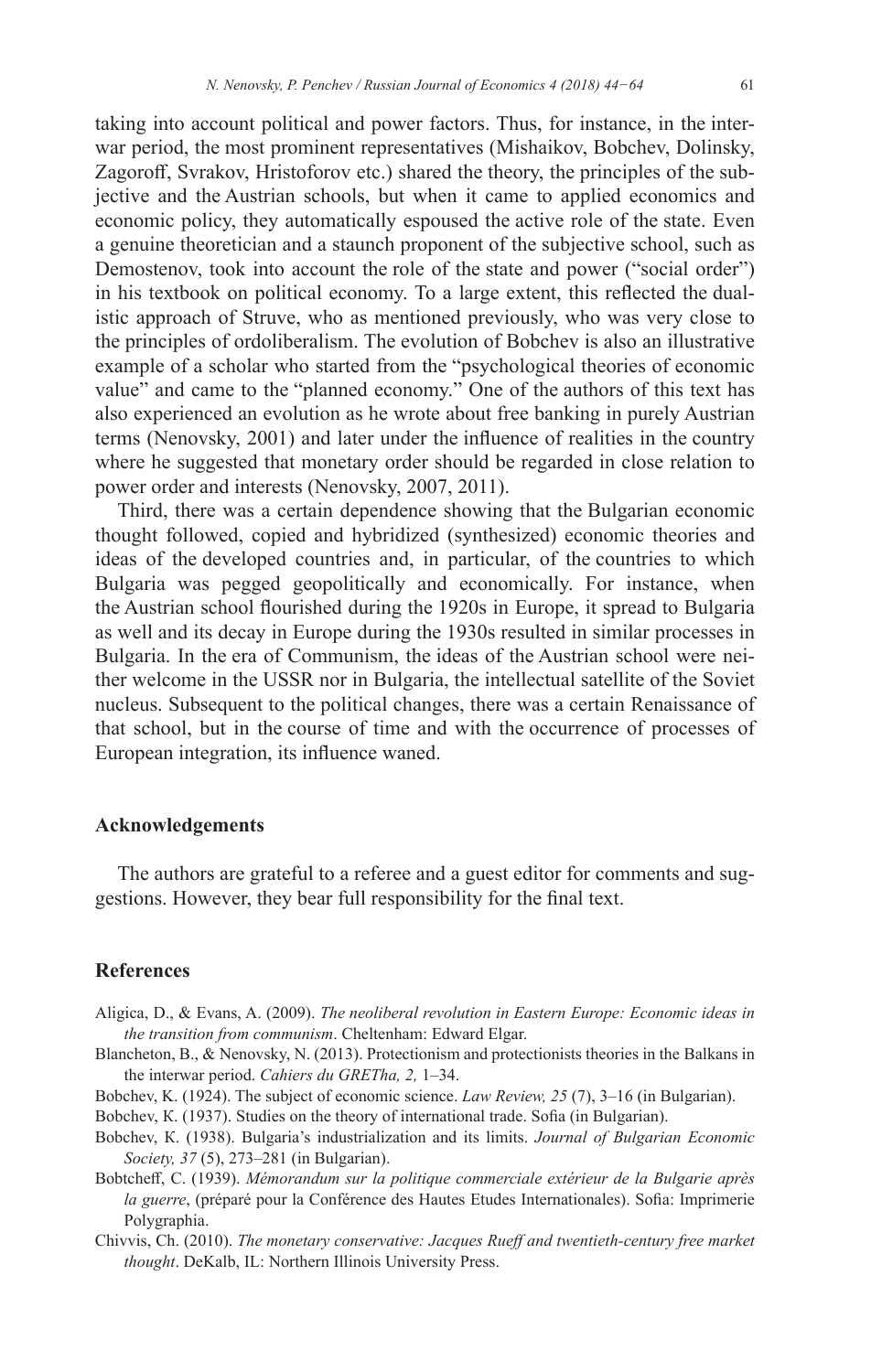taking into account political and power factors. Thus, for instance, in the interwar period, the most prominent representatives (Mishaikov, Bobchev, Dolinsky, Zagoroff, Svrakov, Hristoforov etc.) shared the theory, the principles of the subjective and the Austrian schools, but when it came to applied economics and economic policy, they automatically espoused the active role of the state. Even a genuine theoretician and a staunch proponent of the subjective school, such as Demostenov, took into account the role of the state and power ("social order") in his textbook on political economy. To a large extent, this reflected the dualistic approach of Struve, who as mentioned previously, who was very close to the principles of ordoliberalism. The evolution of Bobchev is also an illustrative example of a scholar who started from the "psychological theories of economic value" and came to the "planned economy." One of the authors of this text has also experienced an evolution as he wrote about free banking in purely Austrian terms (Nenovsky, 2001) and later under the influence of realities in the country where he suggested that monetary order should be regarded in close relation to power order and interests (Nenovsky, 2007, 2011).

Third, there was a certain dependence showing that the Bulgarian economic thought followed, copied and hybridized (synthesized) economic theories and ideas of the developed countries and, in particular, of the countries to which Bulgaria was pegged geopolitically and economically. For instance, when the Austrian school flourished during the 1920s in Europe, it spread to Bulgaria as well and its decay in Europe during the 1930s resulted in similar processes in Bulgaria. In the era of Communism, the ideas of the Austrian school were neither welcome in the USSR nor in Bulgaria, the intellectual satellite of the Soviet nucleus. Subsequent to the political changes, there was a certain Renaissance of that school, but in the course of time and with the occurrence of processes of European integration, its influence waned.

## Acknowledgements

The authors are grateful to a referee and a guest editor for comments and suggestions. However, they bear full responsibility for the final text.

## References

Aligica, D., & Evans, A. (2009). *The neoliberal revolution in Eastern Europe: Economic ideas in the transition from communism*. Cheltenham: Edward Elgar.

Blancheton, B., & Nenovsky, N. (2013). Protectionism and protectionists theories in the Balkans in the interwar period. *Cahiers du GREThа, 2,* 1–34.

Bobchev, K. (1924). The subject of economic science. *Law Review, 25* (7), 3–16 (in Bulgarian).

Bobchev, K. (1937). Studies on the theory of international trade. Sofia (in Bulgarian).

Bobchev, K. (1938). Bulgaria's industrialization and its limits. *Journal of Bulgarian Economic Society, 37* (5), 273–281 (in Bulgarian).

Bobtcheff, C. (1939). *Mémorandum sur la politique commerciale extérieur de la Bulgarie après la guerre*, (préparé pour la Conférence des Hautes Etudes Internationales). Sofia: Imprimerie Polygraphia.

Chivvis, Ch. (2010). *The monetary conservative: Jacques Rueff and twentieth-century free market thought*. DeKalb, IL: Northern Illinois University Press.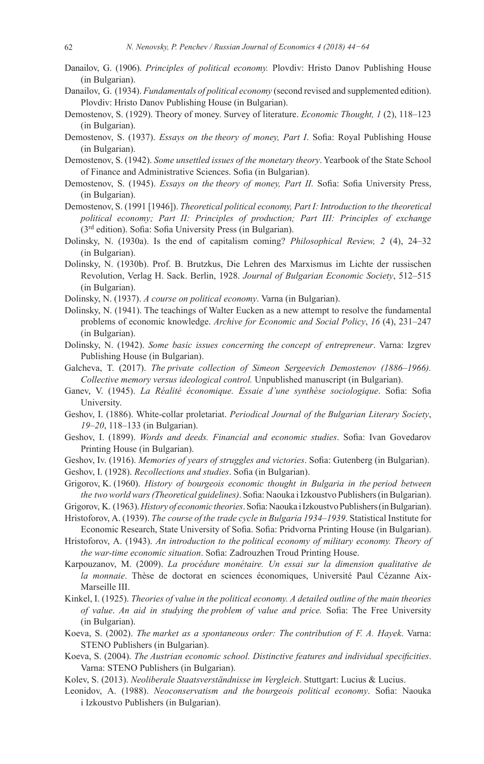Danailov, G. (1906). *Principles of political economy.* Plovdiv: Hristo Danov Publishing House (in Bulgarian).

Danailov, G. (1934). *Fundamentals of political economy* (second revised and supplemented edition). Plovdiv: Hristo Danov Publishing House (in Bulgarian).

Demostenov, S. (1929). Theory of money. Survey of literature. *Economic Thought, 1* (2), 118–123 (in Bulgarian).

Demostenov, S. (1937). *Essays on the theory of money, Part I*. Sofia: Royal Publishing House (in Bulgarian).

Demostenov, S. (1942). *Some unsettled issues of the monetary theory*. Yearbook of the State School of Finance and Administrative Sciences. Sofia (in Bulgarian).

Demostenov, S. (1945). *Essays on the theory of money, Part II.* Sofia: Sofia University Press, (in Bulgarian).

Demostenov, S. (1991 [1946]). *Theoretical political economy, Part I: Introduction to the theoretical political economy; Part II: Principles of production; Part III: Principles of exchange* (3rd edition). Sofia: Sofia University Press (in Bulgarian).

Dolinsky, N. (1930a). Is the end of capitalism coming? *Philosophical Review, 2* (4), 24–32 (in Bulgarian).

Dolinsky, N. (1930b). Prof. B. Brutzkus, Die Lehren des Marxismus im Lichte der russischen Revolution, Verlag H. Sack. Berlin, 1928. *Journal of Bulgarian Economic Society*, 512–515 (in Bulgarian).

Dolinsky, N. (1937). *A course on political economy*. Varna (in Bulgarian).

Dolinsky, N. (1941). The teachings of Walter Eucken as a new attempt to resolve the fundamental problems of economic knowledge. *Archive for Economic and Social Policy*, *16* (4), 231–247 (in Bulgarian).

Dolinsky, N. (1942). *Some basic issues concerning the concept of entrepreneur*. Varna: Izgrev Publishing House (in Bulgarian).

Galcheva, T. (2017). *The private collection of Simeon Sergeevich Demostenov (1886–1966). Collective memory versus ideological control.* Unpublished manuscript (in Bulgarian).

Ganev, V. (1945). *La Réalité économique. Essaie d'une synthèse sociologique*. Sofia: Sofia University.

Geshov, I. (1886). White-collar proletariat. *Periodical Journal of the Bulgarian Literary Society*, *19–20*, 118–133 (in Bulgarian).

Geshov, I. (1899). *Words and deeds. Financial and economic studies*. Sofia: Ivan Govedarov Printing House (in Bulgarian).

Geshov, Iv. (1916). *Memories of years of struggles and victories*. Sofia: Gutenberg (in Bulgarian).

Geshov, I. (1928). *Recollections and studies*. Sofia (in Bulgarian).

Grigorov, K. (1960). *History of bourgeois economic thought in Bulgaria in the period between the two world wars (Theoretical guidelines)*. Sofia: Naouka i Izkoustvo Publishers (in Bulgarian).

Grigorov, K. (1963). *History of economic theories*. Sofia: Naouka i Izkoustvo Publishers (in Bulgarian).

Hristoforov, A. (1939). *The course of the trade cycle in Bulgaria 1934–1939*. Statistical Institute for Economic Research, State University of Sofia. Sofia: Pridvorna Printing House (in Bulgarian).

Hristoforov, A. (1943). *An introduction to the political economy of military economy. Theory of the war-time economic situation*. Sofia: Zadrouzhen Troud Printing House.

Karpouzanov, M. (2009). *La procédure monétaire. Un essai sur la dimension qualitative de la monnaie*. Thèse de doctorat en sciences économiques, Université Paul Cézanne Aix-Marseille III.

Kinkel, I. (1925). *Theories of value in the political economy. A detailed outline of the main theories of value*. *An aid in studying the problem of value and price.* Sofia: The Free University (in Bulgarian).

Koeva, S. (2002). *The market as a spontaneous order: The contribution of F. A. Hayek*. Varna: STENO Publishers (in Bulgarian).

Koeva, S. (2004). *The Austrian economic school. Distinctive features and individual specificities*. Varna: STENO Publishers (in Bulgarian).

Kolev, S. (2013). *Neoliberale Staatsverständnisse im Vergleich*. Stuttgart: Lucius & Lucius.

Leonidov, A. (1988). *Neoconservatism and the bourgeois political economy*. Sofia: Naouka i Izkoustvo Publishers (in Bulgarian).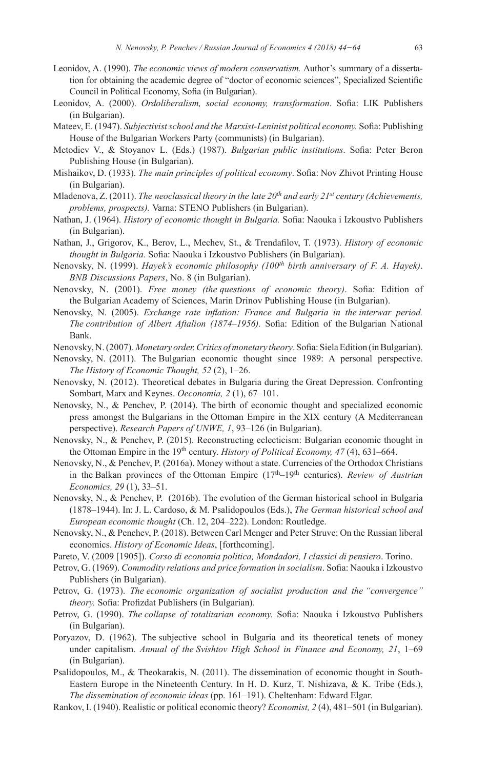Leonidov, A. (1990). *The economic views of modern conservatism.* Author's summary of a dissertation for obtaining the academic degree of "doctor of economic sciences", Specialized Scientific Council in Political Economy, Sofia (in Bulgarian).

Leonidov, A. (2000). *Ordoliberalism, social economy, transformation*. Sofia: LIK Publishers (in Bulgarian).

Mateev, E. (1947). *Subjectivist school and the Marxist-Leninist political economy.* Sofia: Publishing House of the Bulgarian Workers Party (communists) (in Bulgarian).

Metodiev V., & Stoyanov L. (Eds.) (1987). *Bulgarian public institutions*. Sofia: Peter Beron Publishing House (in Bulgarian).

Mishaikov, D. (1933). *The main principles of political economy*. Sofia: Nov Zhivot Printing House (in Bulgarian).

Mladenova, Z. (2011). *The neoclassical theory in the late 20th and early 21st century (Achievements, problems, prospects).* Varna: STENO Publishers (in Bulgarian).

Nathan, J. (1964). *History of economic thought in Bulgaria.* Sofia: Naouka i Izkoustvo Publishers (in Bulgarian).

Nathan, J., Grigorov, K., Berov, L., Mechev, St., & Trendafilov, T. (1973). *History of economic thought in Bulgaria.* Sofia: Naouka i Izkoustvo Publishers (in Bulgarian).

Nenovsky, N. (1999). *Hayek's economic philosophy (100th birth anniversary of F. A. Hayek)*. *BNB Discussions Papers*, No. 8 (in Bulgarian).

Nenovsky, N. (2001). *Free money (the questions of economic theory)*. Sofia: Edition of the Bulgarian Academy of Sciences, Marin Drinov Publishing House (in Bulgarian).

Nenovsky, N. (2005). *Exchange rate inflation: France and Bulgaria in the interwar period. The contribution of Albert Aftalion (1874–1956).* Sofia: Edition of the Bulgarian National Bank.

Nenovsky, N. (2007). *Monetary order. Critics of monetary theory*. Sofia: Siela Edition (in Bulgarian).

Nenovsky, N. (2011). The Bulgarian economic thought since 1989: A personal perspective. *The History of Economic Thought, 52* (2), 1–26.

Nenovsky, N. (2012). Theoretical debates in Bulgaria during the Great Depression. Confronting Sombart, Marx and Keynes. *Oeconomia, 2* (1), 67–101.

Nenovsky, N., & Penchev, P. (2014). The birth of economic thought and specialized economic press amongst the Bulgarians in the Ottoman Empire in the XIX century (A Mediterranean perspective). *Research Papers of UNWE, 1*, 93–126 (in Bulgarian).

Nenovsky, N., & Penchev, P. (2015). Reconstructing eclecticism: Bulgarian economic thought in the Ottoman Empire in the 19th century. *History of Political Economy, 47* (4), 631–664.

Nenovsky, N., & Penchev, P. (2016a). Money without a state. Currencies of the Orthodox Christians in the Balkan provinces of the Ottoman Empire (17th–19th centuries). *Review of Austrian Economics, 29* (1), 33–51.

Nenovsky, N., & Penchev, P. (2016b). The evolution of the German historical school in Bulgaria (1878–1944). In: J. L. Cardoso, & M. Psalidopoulos (Eds.), *The German historical school and European economic thought* (Ch. 12, 204–222). London: Routledge.

Nenovsky, N., & Penchev, P. (2018). Between Carl Menger and Peter Struve: On the Russian liberal economics. *History of Economic Ideas*, [forthcoming].

Pareto, V. (2009 [1905]). *Corso di economia politica, Mondadori, I classici di pensiero*. Torino.

Petrov, G. (1969). *Commodity relations and price formation in socialism*. Sofia: Naouka i Izkoustvo Publishers (in Bulgarian).

Petrov, G. (1973). *The economic organization of socialist production and the "convergence" theory.* Sofia: Profizdat Publishers (in Bulgarian).

Petrov, G. (1990). *The collapse of totalitarian economy.* Sofia: Naouka i Izkoustvo Publishers (in Bulgarian).

Poryazov, D. (1962). The subjective school in Bulgaria and its theoretical tenets of money under capitalism. *Annual of the Svishtov High School in Finance and Economy, 21*, 1–69 (in Bulgarian).

Psalidopoulos, M., & Theokarakis, N. (2011). The dissemination of economic thought in South-Eastern Europe in the Nineteenth Century. In H. D. Kurz, T. Nishizava, & K. Tribe (Eds.), *The dissemination of economic ideas* (pp. 161–191). Cheltenham: Edward Elgar.

Rankov, I. (1940). Realistic or political economic theory? *Economist, 2* (4), 481–501 (in Bulgarian).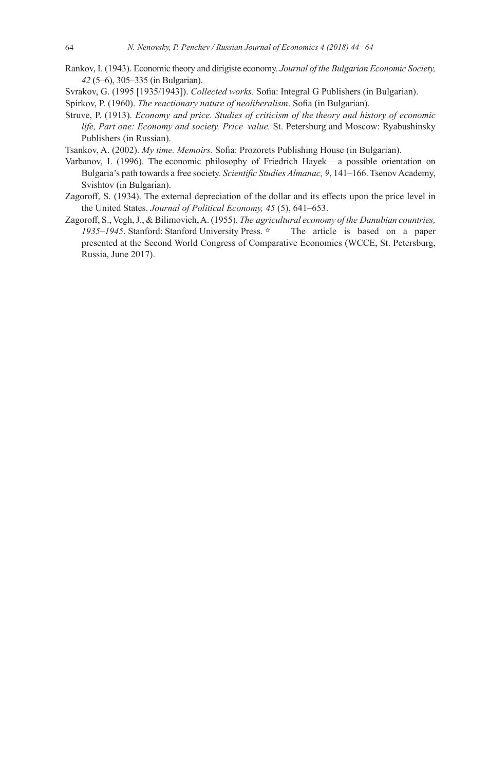Rankov, I. (1943). Economic theory and dirigiste economy. *Journal of the Bulgarian Economic Society, 42* (5–6), 305–335 (in Bulgarian).

Svrakov, G. (1995 [1935/1943]). *Collected works*. Sofia: Integral G Publishers (in Bulgarian).

Spirkov, P. (1960). *The reactionary nature of neoliberalism*. Sofia (in Bulgarian).

Struve, P. (1913). *Economy and price. Studies of criticism of the theory and history of economic life, Part one: Economy and society. Price–value.* St. Petersburg and Moscow: Ryabushinsky Publishers (in Russian).

Tsankov, A. (2002). *My time. Memoirs.* Sofia: Prozorets Publishing House (in Bulgarian).

Varbanov, I. (1996). The economic philosophy of Friedrich Hayek — a possible orientation on Bulgaria's path towards a free society. *Scientific Studies Almanac, 9*, 141–166. Tsenov Academy, Svishtov (in Bulgarian).

Zagoroff, S. (1934). The external depreciation of the dollar and its effects upon the price level in the United States. *Journal of Political Economy, 45* (5), 641–653.

Zagoroff, S., Vegh, J., & Bilimovich, A. (1955). *The agricultural economy of the Danubian countries, 1935–1945*. Stanford: Stanford University Press.

☆ The article is based on a paper presented at the Second World Congress of Comparative Economics (WCCE, St. Petersburg, Russia, June 2017).